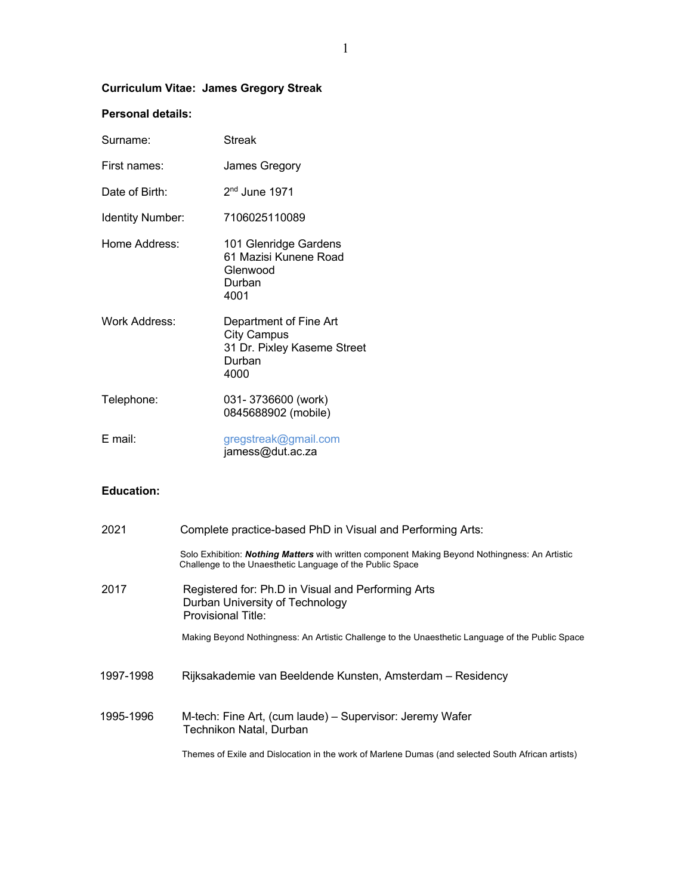**Curriculum Vitae: James Gregory Streak**

**Personal details:**

Surname: Streak

First names: James Gregory

Date of Birth: 2nd June 1971

Identity Number: 7106025110089

Home Address: 101 Glenridge Gardens
61 Mazisi Kunene Road
Glenwood
Durban
4001

Work Address: Department of Fine Art
City Campus
31 Dr. Pixley Kaseme Street
Durban
4000

Telephone: 031- 3736600 (work)
0845688902 (mobile)

E mail: gregstreak@gmail.com
jamess@dut.ac.za

**Education:**

2021 Complete practice-based PhD in Visual and Performing Arts:

Solo Exhibition: ***Nothing Matters*** with written component Making Beyond Nothingness: An Artistic Challenge to the Unaesthetic Language of the Public Space

2017 Registered for: Ph.D in Visual and Performing Arts
Durban University of Technology
Provisional Title:

Making Beyond Nothingness: An Artistic Challenge to the Unaesthetic Language of the Public Space

1997-1998 Rijksakademie van Beeldende Kunsten, Amsterdam – Residency

1995-1996 M-tech: Fine Art, (cum laude) – Supervisor: Jeremy Wafer
Technikon Natal, Durban

Themes of Exile and Dislocation in the work of Marlene Dumas (and selected South African artists)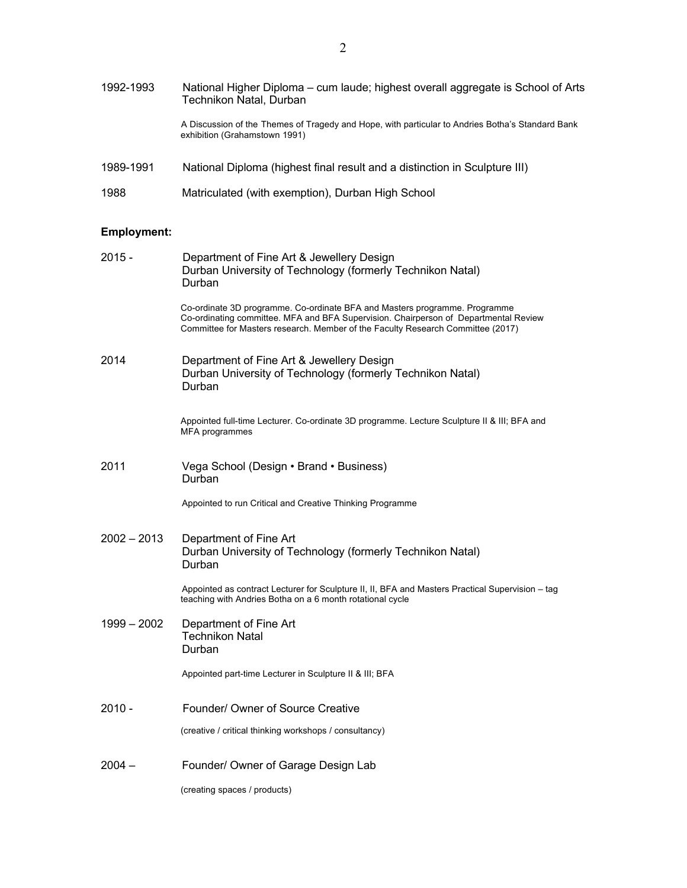1992-1993 National Higher Diploma – cum laude; highest overall aggregate is School of Arts Technikon Natal, Durban

A Discussion of the Themes of Tragedy and Hope, with particular to Andries Botha's Standard Bank exhibition (Grahamstown 1991)

1989-1991 National Diploma (highest final result and a distinction in Sculpture III)

1988 Matriculated (with exemption), Durban High School

**Employment:**

2015 - Department of Fine Art & Jewellery Design
Durban University of Technology (formerly Technikon Natal)
Durban

Co-ordinate 3D programme. Co-ordinate BFA and Masters programme. Programme Co-ordinating committee. MFA and BFA Supervision. Chairperson of Departmental Review Committee for Masters research. Member of the Faculty Research Committee (2017)

2014 Department of Fine Art & Jewellery Design
Durban University of Technology (formerly Technikon Natal)
Durban

Appointed full-time Lecturer. Co-ordinate 3D programme. Lecture Sculpture II & III; BFA and MFA programmes

2011 Vega School (Design • Brand • Business)
Durban

Appointed to run Critical and Creative Thinking Programme

2002 – 2013 Department of Fine Art
Durban University of Technology (formerly Technikon Natal)
Durban

Appointed as contract Lecturer for Sculpture II, II, BFA and Masters Practical Supervision – tag teaching with Andries Botha on a 6 month rotational cycle

1999 – 2002 Department of Fine Art
Technikon Natal
Durban

Appointed part-time Lecturer in Sculpture II & III; BFA

2010 - Founder/ Owner of Source Creative

(creative / critical thinking workshops / consultancy)

2004 – Founder/ Owner of Garage Design Lab

(creating spaces / products)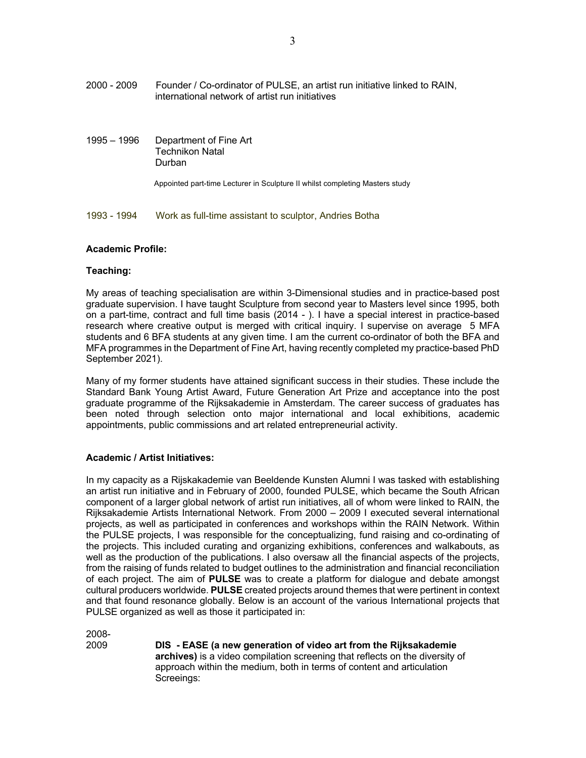2000 - 2009 Founder / Co-ordinator of PULSE, an artist run initiative linked to RAIN, international network of artist run initiatives

1995 – 1996 Department of Fine Art
Technikon Natal
Durban

Appointed part-time Lecturer in Sculpture II whilst completing Masters study

1993 - 1994 Work as full-time assistant to sculptor, Andries Botha

**Academic Profile:**

**Teaching:**

My areas of teaching specialisation are within 3-Dimensional studies and in practice-based post graduate supervision. I have taught Sculpture from second year to Masters level since 1995, both on a part-time, contract and full time basis (2014 - ). I have a special interest in practice-based research where creative output is merged with critical inquiry. I supervise on average 5 MFA students and 6 BFA students at any given time. I am the current co-ordinator of both the BFA and MFA programmes in the Department of Fine Art, having recently completed my practice-based PhD September 2021).

Many of my former students have attained significant success in their studies. These include the Standard Bank Young Artist Award, Future Generation Art Prize and acceptance into the post graduate programme of the Rijksakademie in Amsterdam. The career success of graduates has been noted through selection onto major international and local exhibitions, academic appointments, public commissions and art related entrepreneurial activity.

**Academic / Artist Initiatives:**

In my capacity as a Rijskakademie van Beeldende Kunsten Alumni I was tasked with establishing an artist run initiative and in February of 2000, founded PULSE, which became the South African component of a larger global network of artist run initiatives, all of whom were linked to RAIN, the Rijksakademie Artists International Network. From 2000 – 2009 I executed several international projects, as well as participated in conferences and workshops within the RAIN Network. Within the PULSE projects, I was responsible for the conceptualizing, fund raising and co-ordinating of the projects. This included curating and organizing exhibitions, conferences and walkabouts, as well as the production of the publications. I also oversaw all the financial aspects of the projects, from the raising of funds related to budget outlines to the administration and financial reconciliation of each project. The aim of **PULSE** was to create a platform for dialogue and debate amongst cultural producers worldwide. **PULSE** created projects around themes that were pertinent in context and that found resonance globally. Below is an account of the various International projects that PULSE organized as well as those it participated in:

2008-2009 **DIS - EASE (a new generation of video art from the Rijksakademie archives)** is a video compilation screening that reflects on the diversity of approach within the medium, both in terms of content and articulation
Screeings: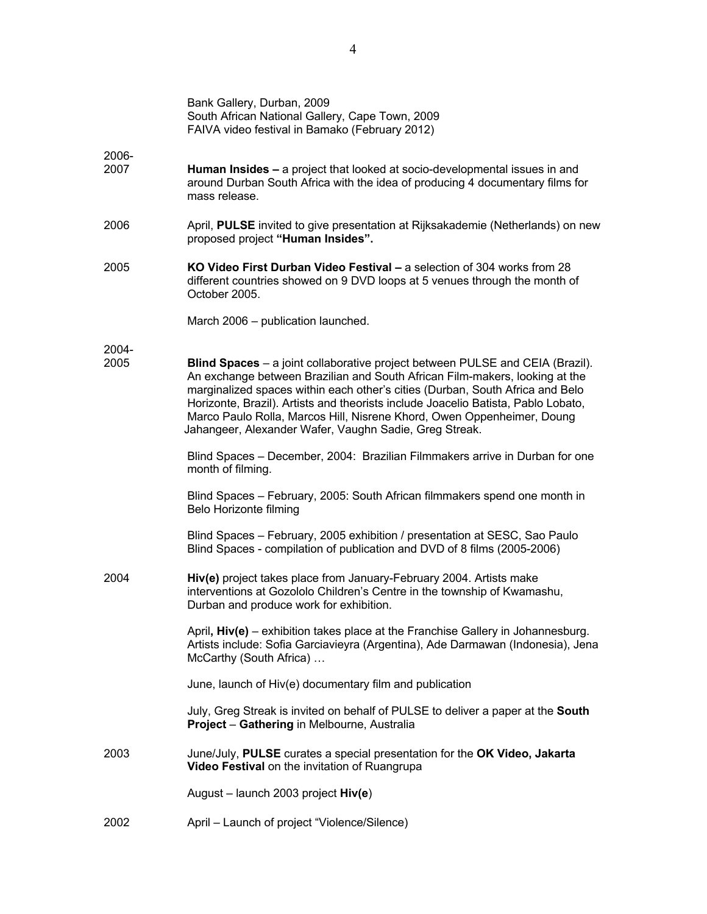Bank Gallery, Durban, 2009
South African National Gallery, Cape Town, 2009
FAIVA video festival in Bamako (February 2012)

2006-2007 **Human Insides –** a project that looked at socio-developmental issues in and around Durban South Africa with the idea of producing 4 documentary films for mass release.

2006 April, **PULSE** invited to give presentation at Rijksakademie (Netherlands) on new proposed project **"Human Insides".**

2005 **KO Video First Durban Video Festival –** a selection of 304 works from 28 different countries showed on 9 DVD loops at 5 venues through the month of October 2005.

March 2006 – publication launched.

2004-2005 **Blind Spaces** – a joint collaborative project between PULSE and CEIA (Brazil). An exchange between Brazilian and South African Film-makers, looking at the marginalized spaces within each other's cities (Durban, South Africa and Belo Horizonte, Brazil). Artists and theorists include Joacelio Batista, Pablo Lobato, Marco Paulo Rolla, Marcos Hill, Nisrene Khord, Owen Oppenheimer, Doung Jahangeer, Alexander Wafer, Vaughn Sadie, Greg Streak.

Blind Spaces – December, 2004: Brazilian Filmmakers arrive in Durban for one month of filming.

Blind Spaces – February, 2005: South African filmmakers spend one month in Belo Horizonte filming

Blind Spaces – February, 2005 exhibition / presentation at SESC, Sao Paulo
Blind Spaces - compilation of publication and DVD of 8 films (2005-2006)

2004 **Hiv(e)** project takes place from January-February 2004. Artists make interventions at Gozololo Children's Centre in the township of Kwamashu, Durban and produce work for exhibition.

April**, Hiv(e)** – exhibition takes place at the Franchise Gallery in Johannesburg. Artists include: Sofia Garciavieyra (Argentina), Ade Darmawan (Indonesia), Jena McCarthy (South Africa) …

June, launch of Hiv(e) documentary film and publication

July, Greg Streak is invited on behalf of PULSE to deliver a paper at the **South Project** – **Gathering** in Melbourne, Australia

2003 June/July, **PULSE** curates a special presentation for the **OK Video, Jakarta Video Festival** on the invitation of Ruangrupa

August – launch 2003 project **Hiv(e**)

2002 April – Launch of project "Violence/Silence)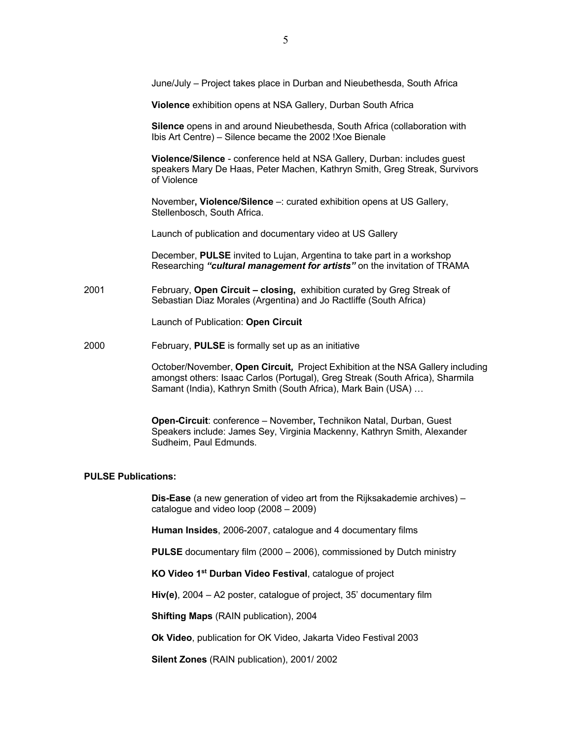June/July – Project takes place in Durban and Nieubethesda, South Africa

**Violence** exhibition opens at NSA Gallery, Durban South Africa

**Silence** opens in and around Nieubethesda, South Africa (collaboration with Ibis Art Centre) – Silence became the 2002 !Xoe Bienale

**Violence/Silence** - conference held at NSA Gallery, Durban: includes guest speakers Mary De Haas, Peter Machen, Kathryn Smith, Greg Streak, Survivors of Violence

November**, Violence/Silence** –: curated exhibition opens at US Gallery, Stellenbosch, South Africa.

Launch of publication and documentary video at US Gallery

December, **PULSE** invited to Lujan, Argentina to take part in a workshop Researching ***"cultural management for artists"*** on the invitation of TRAMA

2001 February, **Open Circuit – closing,** exhibition curated by Greg Streak of Sebastian Diaz Morales (Argentina) and Jo Ractliffe (South Africa)

Launch of Publication: **Open Circuit**

2000 February, **PULSE** is formally set up as an initiative

October/November, **Open Circuit***,* Project Exhibition at the NSA Gallery including amongst others: Isaac Carlos (Portugal), Greg Streak (South Africa), Sharmila Samant (India), Kathryn Smith (South Africa), Mark Bain (USA) …

**Open-Circuit**: conference – November**,** Technikon Natal, Durban, Guest Speakers include: James Sey, Virginia Mackenny, Kathryn Smith, Alexander Sudheim, Paul Edmunds.

**PULSE Publications:**

**Dis-Ease** (a new generation of video art from the Rijksakademie archives) – catalogue and video loop (2008 – 2009)

**Human Insides**, 2006-2007, catalogue and 4 documentary films

**PULSE** documentary film (2000 – 2006), commissioned by Dutch ministry

**KO Video 1st Durban Video Festival**, catalogue of project

**Hiv(e)**, 2004 – A2 poster, catalogue of project, 35' documentary film

**Shifting Maps** (RAIN publication), 2004

**Ok Video**, publication for OK Video, Jakarta Video Festival 2003

**Silent Zones** (RAIN publication), 2001/ 2002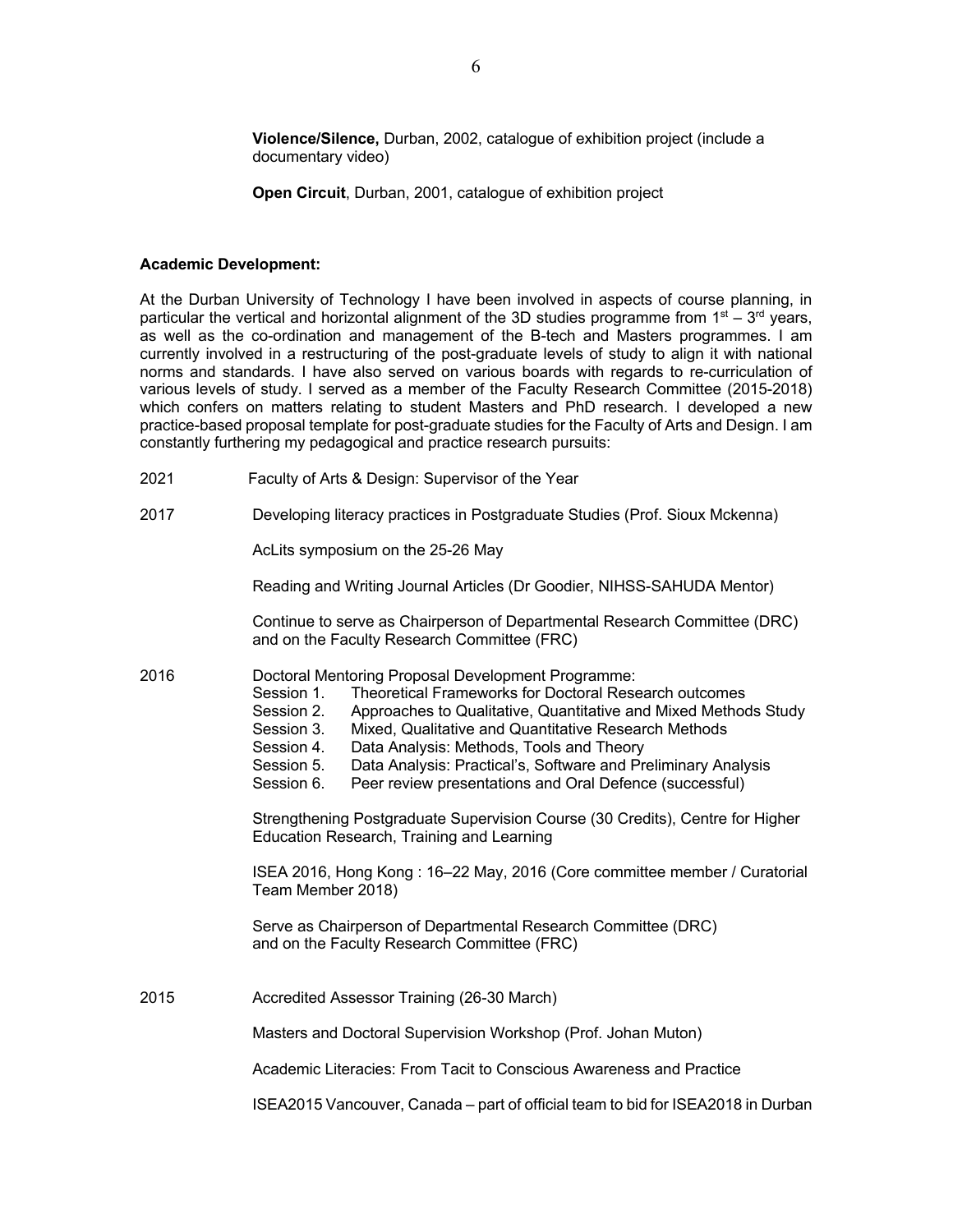**Violence/Silence,** Durban, 2002, catalogue of exhibition project (include a documentary video)

**Open Circuit**, Durban, 2001, catalogue of exhibition project

**Academic Development:**

At the Durban University of Technology I have been involved in aspects of course planning, in particular the vertical and horizontal alignment of the 3D studies programme from 1st – 3rd years, as well as the co-ordination and management of the B-tech and Masters programmes. I am currently involved in a restructuring of the post-graduate levels of study to align it with national norms and standards. I have also served on various boards with regards to re-curriculation of various levels of study. I served as a member of the Faculty Research Committee (2015-2018) which confers on matters relating to student Masters and PhD research. I developed a new practice-based proposal template for post-graduate studies for the Faculty of Arts and Design. I am constantly furthering my pedagogical and practice research pursuits:

2021 Faculty of Arts & Design: Supervisor of the Year

2017 Developing literacy practices in Postgraduate Studies (Prof. Sioux Mckenna)

AcLits symposium on the 25-26 May

Reading and Writing Journal Articles (Dr Goodier, NIHSS-SAHUDA Mentor)

Continue to serve as Chairperson of Departmental Research Committee (DRC) and on the Faculty Research Committee (FRC)

2016 Doctoral Mentoring Proposal Development Programme:
- Session 1. Theoretical Frameworks for Doctoral Research outcomes
- Session 2. Approaches to Qualitative, Quantitative and Mixed Methods Study
- Session 3. Mixed, Qualitative and Quantitative Research Methods
- Session 4. Data Analysis: Methods, Tools and Theory
- Session 5. Data Analysis: Practical's, Software and Preliminary Analysis
- Session 6. Peer review presentations and Oral Defence (successful)

Strengthening Postgraduate Supervision Course (30 Credits), Centre for Higher Education Research, Training and Learning

ISEA 2016, Hong Kong : 16–22 May, 2016 (Core committee member / Curatorial Team Member 2018)

Serve as Chairperson of Departmental Research Committee (DRC) and on the Faculty Research Committee (FRC)

2015 Accredited Assessor Training (26-30 March)

Masters and Doctoral Supervision Workshop (Prof. Johan Muton)

Academic Literacies: From Tacit to Conscious Awareness and Practice

ISEA2015 Vancouver, Canada – part of official team to bid for ISEA2018 in Durban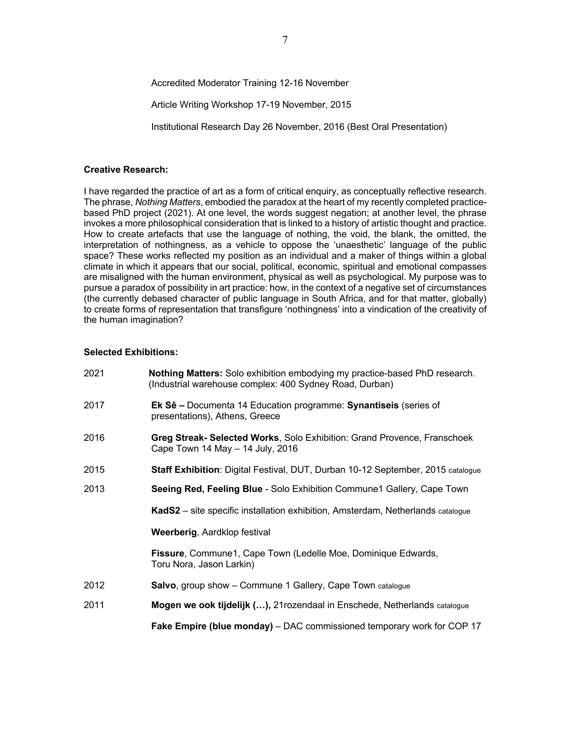Accredited Moderator Training 12-16 November

Article Writing Workshop 17-19 November, 2015

Institutional Research Day 26 November, 2016 (Best Oral Presentation)

**Creative Research:**

I have regarded the practice of art as a form of critical enquiry, as conceptually reflective research. The phrase, *Nothing Matters*, embodied the paradox at the heart of my recently completed practice-based PhD project (2021). At one level, the words suggest negation; at another level, the phrase invokes a more philosophical consideration that is linked to a history of artistic thought and practice. How to create artefacts that use the language of nothing, the void, the blank, the omitted, the interpretation of nothingness, as a vehicle to oppose the 'unaesthetic' language of the public space? These works reflected my position as an individual and a maker of things within a global climate in which it appears that our social, political, economic, spiritual and emotional compasses are misaligned with the human environment, physical as well as psychological. My purpose was to pursue a paradox of possibility in art practice: how, in the context of a negative set of circumstances (the currently debased character of public language in South Africa, and for that matter, globally) to create forms of representation that transfigure 'nothingness' into a vindication of the creativity of the human imagination?

**Selected Exhibitions:**

2021 **Nothing Matters:** Solo exhibition embodying my practice-based PhD research. (Industrial warehouse complex: 400 Sydney Road, Durban)

2017 **Ek Sê –** Documenta 14 Education programme: **Synantiseis** (series of presentations), Athens, Greece

2016 **Greg Streak- Selected Works**, Solo Exhibition: Grand Provence, Franschoek Cape Town 14 May – 14 July, 2016

2015 **Staff Exhibition**: Digital Festival, DUT, Durban 10-12 September, 2015 catalogue

2013 **Seeing Red, Feeling Blue** - Solo Exhibition Commune1 Gallery, Cape Town

**KadS2** – site specific installation exhibition, Amsterdam, Netherlands catalogue

**Weerberig**, Aardklop festival

**Fissure**, Commune1, Cape Town (Ledelle Moe, Dominique Edwards, Toru Nora, Jason Larkin)

2012 **Salvo**, group show – Commune 1 Gallery, Cape Town catalogue

2011 **Mogen we ook tijdelijk (…),** 21rozendaal in Enschede, Netherlands catalogue

**Fake Empire (blue monday)** – DAC commissioned temporary work for COP 17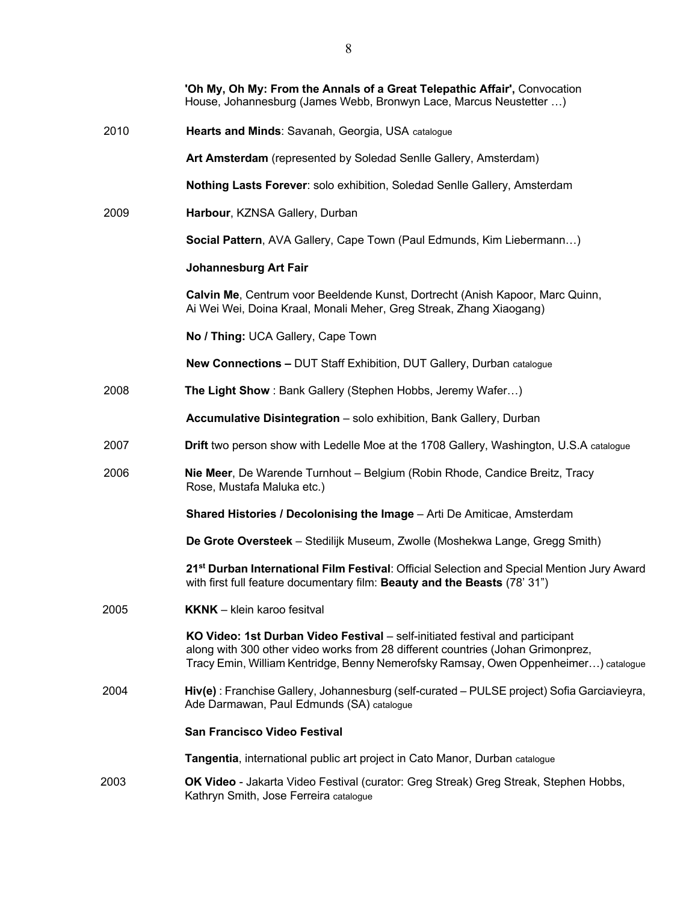**'Oh My, Oh My: From the Annals of a Great Telepathic Affair',** Convocation House, Johannesburg (James Webb, Bronwyn Lace, Marcus Neustetter …)

2010 **Hearts and Minds**: Savanah, Georgia, USA catalogue

**Art Amsterdam** (represented by Soledad Senlle Gallery, Amsterdam)

**Nothing Lasts Forever**: solo exhibition, Soledad Senlle Gallery, Amsterdam

2009 **Harbour**, KZNSA Gallery, Durban

**Social Pattern**, AVA Gallery, Cape Town (Paul Edmunds, Kim Liebermann…)

**Johannesburg Art Fair**

**Calvin Me**, Centrum voor Beeldende Kunst, Dortrecht (Anish Kapoor, Marc Quinn, Ai Wei Wei, Doina Kraal, Monali Meher, Greg Streak, Zhang Xiaogang)

**No / Thing:** UCA Gallery, Cape Town

**New Connections –** DUT Staff Exhibition, DUT Gallery, Durban catalogue

2008 **The Light Show** : Bank Gallery (Stephen Hobbs, Jeremy Wafer…)

**Accumulative Disintegration** – solo exhibition, Bank Gallery, Durban

2007 **Drift** two person show with Ledelle Moe at the 1708 Gallery, Washington, U.S.A catalogue

2006 **Nie Meer**, De Warende Turnhout – Belgium (Robin Rhode, Candice Breitz, Tracy Rose, Mustafa Maluka etc.)

**Shared Histories / Decolonising the Image** – Arti De Amiticae, Amsterdam

**De Grote Oversteek** – Stedilijk Museum, Zwolle (Moshekwa Lange, Gregg Smith)

**21st Durban International Film Festival**: Official Selection and Special Mention Jury Award with first full feature documentary film: **Beauty and the Beasts** (78' 31")

2005 **KKNK** – klein karoo fesitval

**KO Video: 1st Durban Video Festival** – self-initiated festival and participant along with 300 other video works from 28 different countries (Johan Grimonprez, Tracy Emin, William Kentridge, Benny Nemerofsky Ramsay, Owen Oppenheimer…) catalogue

2004 **Hiv(e)** : Franchise Gallery, Johannesburg (self-curated – PULSE project) Sofia Garciavieyra, Ade Darmawan, Paul Edmunds (SA) catalogue

**San Francisco Video Festival**

**Tangentia**, international public art project in Cato Manor, Durban catalogue

2003 **OK Video** - Jakarta Video Festival (curator: Greg Streak) Greg Streak, Stephen Hobbs, Kathryn Smith, Jose Ferreira catalogue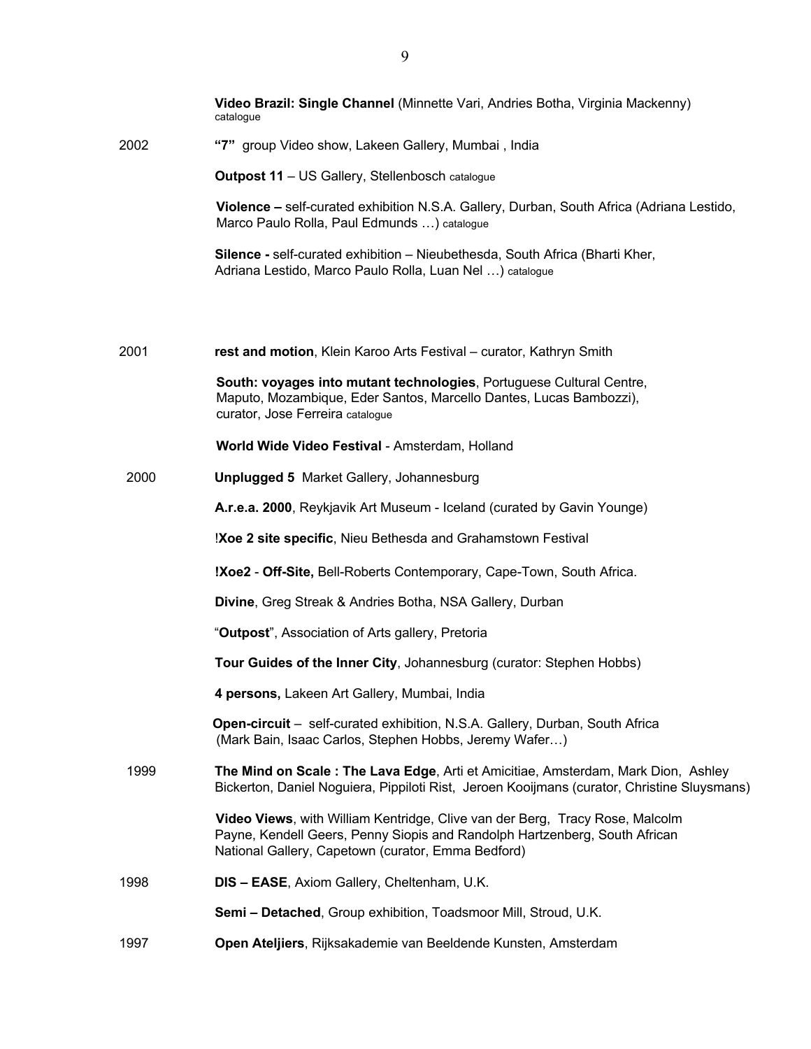**Video Brazil: Single Channel** (Minnette Vari, Andries Botha, Virginia Mackenny) catalogue

2002 **"7"** group Video show, Lakeen Gallery, Mumbai , India

**Outpost 11** – US Gallery, Stellenbosch catalogue

**Violence –** self-curated exhibition N.S.A. Gallery, Durban, South Africa (Adriana Lestido, Marco Paulo Rolla, Paul Edmunds …) catalogue

**Silence -** self-curated exhibition – Nieubethesda, South Africa (Bharti Kher, Adriana Lestido, Marco Paulo Rolla, Luan Nel …) catalogue

2001 **rest and motion**, Klein Karoo Arts Festival – curator, Kathryn Smith

**South: voyages into mutant technologies**, Portuguese Cultural Centre, Maputo, Mozambique, Eder Santos, Marcello Dantes, Lucas Bambozzi), curator, Jose Ferreira catalogue

**World Wide Video Festival** - Amsterdam, Holland

2000 **Unplugged 5** Market Gallery, Johannesburg

**A.r.e.a. 2000**, Reykjavik Art Museum - Iceland (curated by Gavin Younge)

!**Xoe 2 site specific**, Nieu Bethesda and Grahamstown Festival

**!Xoe2** - **Off-Site,** Bell-Roberts Contemporary, Cape-Town, South Africa.

**Divine**, Greg Streak & Andries Botha, NSA Gallery, Durban

"**Outpost**", Association of Arts gallery, Pretoria

**Tour Guides of the Inner City**, Johannesburg (curator: Stephen Hobbs)

**4 persons,** Lakeen Art Gallery, Mumbai, India

**Open-circuit** – self-curated exhibition, N.S.A. Gallery, Durban, South Africa (Mark Bain, Isaac Carlos, Stephen Hobbs, Jeremy Wafer…)

1999 **The Mind on Scale : The Lava Edge**, Arti et Amicitiae, Amsterdam, Mark Dion, Ashley Bickerton, Daniel Noguiera, Pippiloti Rist, Jeroen Kooijmans (curator, Christine Sluysmans)

**Video Views**, with William Kentridge, Clive van der Berg, Tracy Rose, Malcolm Payne, Kendell Geers, Penny Siopis and Randolph Hartzenberg, South African National Gallery, Capetown (curator, Emma Bedford)

1998 **DIS – EASE**, Axiom Gallery, Cheltenham, U.K.

**Semi – Detached**, Group exhibition, Toadsmoor Mill, Stroud, U.K.

1997 **Open Ateljiers**, Rijksakademie van Beeldende Kunsten, Amsterdam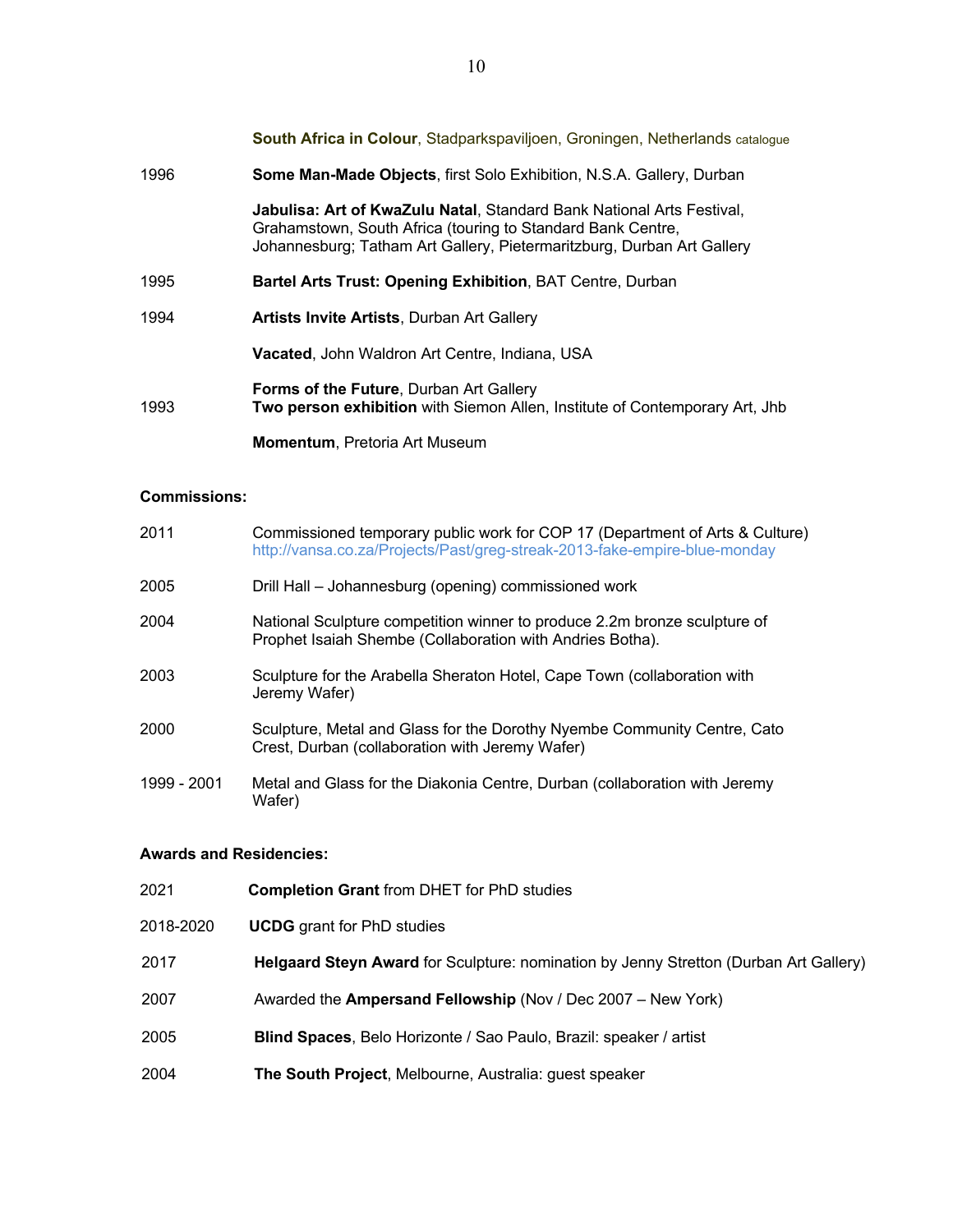**South Africa in Colour**, Stadparkspaviljoen, Groningen, Netherlands catalogue

1996 **Some Man-Made Objects**, first Solo Exhibition, N.S.A. Gallery, Durban

**Jabulisa: Art of KwaZulu Natal**, Standard Bank National Arts Festival, Grahamstown, South Africa (touring to Standard Bank Centre, Johannesburg; Tatham Art Gallery, Pietermaritzburg, Durban Art Gallery

1995 **Bartel Arts Trust: Opening Exhibition**, BAT Centre, Durban

1994 **Artists Invite Artists**, Durban Art Gallery

**Vacated**, John Waldron Art Centre, Indiana, USA

**Forms of the Future**, Durban Art Gallery

1993 **Two person exhibition** with Siemon Allen, Institute of Contemporary Art, Jhb

**Momentum**, Pretoria Art Museum

**Commissions:**

2011 Commissioned temporary public work for COP 17 (Department of Arts & Culture) http://vansa.co.za/Projects/Past/greg-streak-2013-fake-empire-blue-monday

2005 Drill Hall – Johannesburg (opening) commissioned work

2004 National Sculpture competition winner to produce 2.2m bronze sculpture of Prophet Isaiah Shembe (Collaboration with Andries Botha).

2003 Sculpture for the Arabella Sheraton Hotel, Cape Town (collaboration with Jeremy Wafer)

2000 Sculpture, Metal and Glass for the Dorothy Nyembe Community Centre, Cato Crest, Durban (collaboration with Jeremy Wafer)

1999 - 2001 Metal and Glass for the Diakonia Centre, Durban (collaboration with Jeremy Wafer)

**Awards and Residencies:**

2021 **Completion Grant** from DHET for PhD studies

2018-2020 **UCDG** grant for PhD studies

2017 **Helgaard Steyn Award** for Sculpture: nomination by Jenny Stretton (Durban Art Gallery)

2007 Awarded the **Ampersand Fellowship** (Nov / Dec 2007 – New York)

2005 **Blind Spaces**, Belo Horizonte / Sao Paulo, Brazil: speaker / artist

2004 **The South Project**, Melbourne, Australia: guest speaker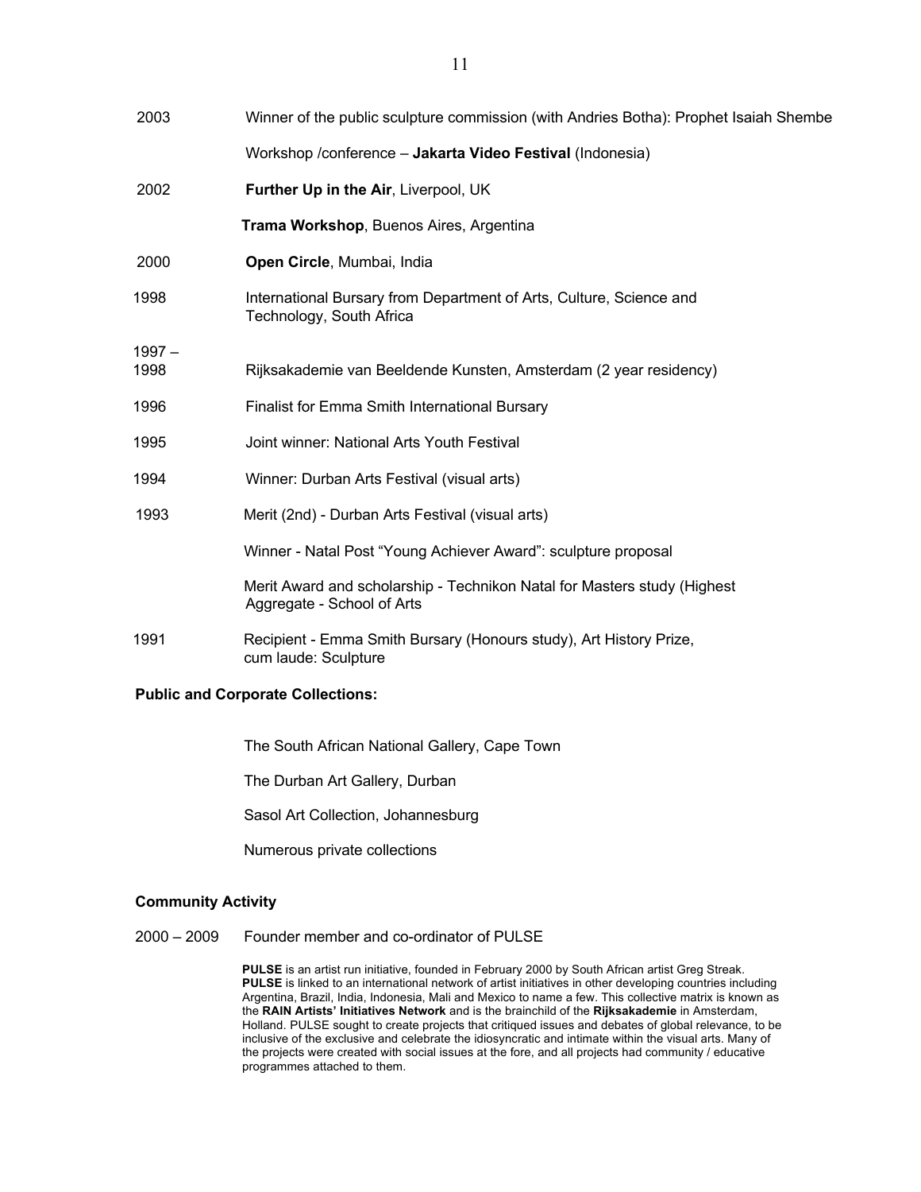2003 Winner of the public sculpture commission (with Andries Botha): Prophet Isaiah Shembe

Workshop /conference – **Jakarta Video Festival** (Indonesia)

2002 **Further Up in the Air**, Liverpool, UK

**Trama Workshop**, Buenos Aires, Argentina

2000 **Open Circle**, Mumbai, India

1998 International Bursary from Department of Arts, Culture, Science and Technology, South Africa

1997 – 1998 Rijksakademie van Beeldende Kunsten, Amsterdam (2 year residency)

1996 Finalist for Emma Smith International Bursary

1995 Joint winner: National Arts Youth Festival

1994 Winner: Durban Arts Festival (visual arts)

1993 Merit (2nd) - Durban Arts Festival (visual arts)

Winner - Natal Post "Young Achiever Award": sculpture proposal

Merit Award and scholarship - Technikon Natal for Masters study (Highest Aggregate - School of Arts

1991 Recipient - Emma Smith Bursary (Honours study), Art History Prize, cum laude: Sculpture

**Public and Corporate Collections:**

The South African National Gallery, Cape Town

The Durban Art Gallery, Durban

Sasol Art Collection, Johannesburg

Numerous private collections

**Community Activity**

2000 – 2009 Founder member and co-ordinator of PULSE

**PULSE** is an artist run initiative, founded in February 2000 by South African artist Greg Streak. **PULSE** is linked to an international network of artist initiatives in other developing countries including Argentina, Brazil, India, Indonesia, Mali and Mexico to name a few. This collective matrix is known as the **RAIN Artists' Initiatives Network** and is the brainchild of the **Rijksakademie** in Amsterdam, Holland. PULSE sought to create projects that critiqued issues and debates of global relevance, to be inclusive of the exclusive and celebrate the idiosyncratic and intimate within the visual arts. Many of the projects were created with social issues at the fore, and all projects had community / educative programmes attached to them.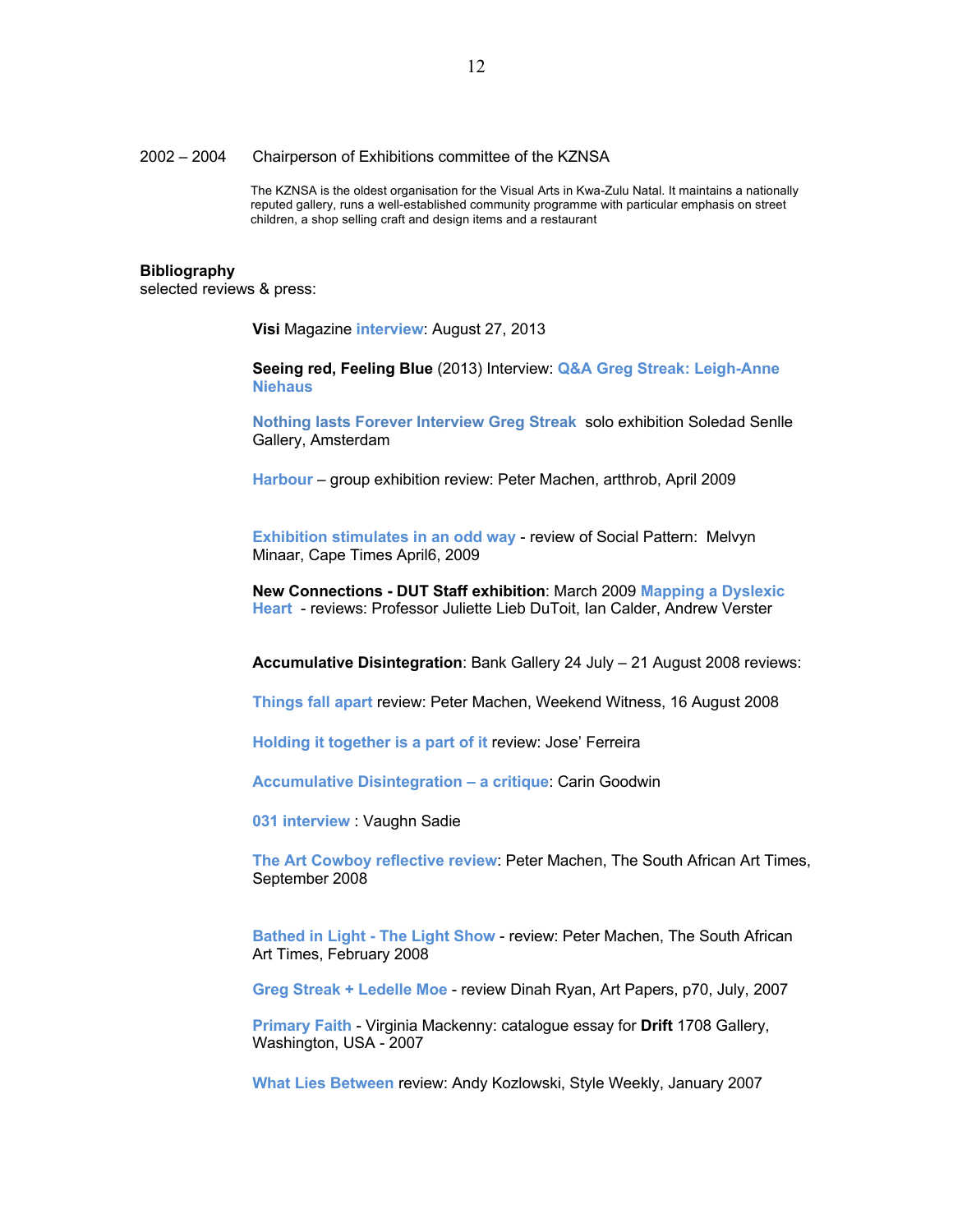2002 – 2004 Chairperson of Exhibitions committee of the KZNSA

The KZNSA is the oldest organisation for the Visual Arts in Kwa-Zulu Natal. It maintains a nationally reputed gallery, runs a well-established community programme with particular emphasis on street children, a shop selling craft and design items and a restaurant

**Bibliography**
selected reviews & press:

**Visi** Magazine **interview**: August 27, 2013

**Seeing red, Feeling Blue** (2013) Interview: **Q&A Greg Streak: Leigh-Anne Niehaus**

**Nothing lasts Forever Interview Greg Streak** solo exhibition Soledad Senlle Gallery, Amsterdam

**Harbour** – group exhibition review: Peter Machen, artthrob, April 2009

**Exhibition stimulates in an odd way** - review of Social Pattern: Melvyn Minaar, Cape Times April6, 2009

**New Connections - DUT Staff exhibition**: March 2009 **Mapping a Dyslexic Heart** - reviews: Professor Juliette Lieb DuToit, Ian Calder, Andrew Verster

**Accumulative Disintegration**: Bank Gallery 24 July – 21 August 2008 reviews:

**Things fall apart** review: Peter Machen, Weekend Witness, 16 August 2008

**Holding it together is a part of it** review: Jose' Ferreira

**Accumulative Disintegration – a critique**: Carin Goodwin

**031 interview** : Vaughn Sadie

**The Art Cowboy reflective review**: Peter Machen, The South African Art Times, September 2008

**Bathed in Light - The Light Show** - review: Peter Machen, The South African Art Times, February 2008

**Greg Streak + Ledelle Moe** - review Dinah Ryan, Art Papers, p70, July, 2007

**Primary Faith** - Virginia Mackenny: catalogue essay for **Drift** 1708 Gallery, Washington, USA - 2007

**What Lies Between** review: Andy Kozlowski, Style Weekly, January 2007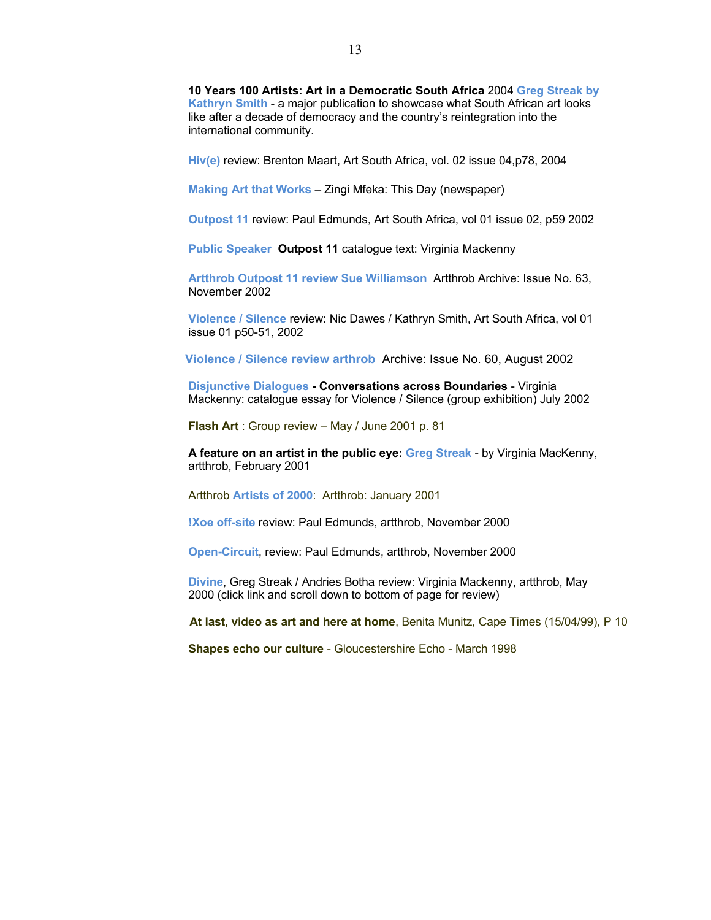**10 Years 100 Artists: Art in a Democratic South Africa** 2004 **Greg Streak by Kathryn Smith** - a major publication to showcase what South African art looks like after a decade of democracy and the country's reintegration into the international community.

**Hiv(e)** review: Brenton Maart, Art South Africa, vol. 02 issue 04,p78, 2004

**Making Art that Works** – Zingi Mfeka: This Day (newspaper)

**Outpost 11** review: Paul Edmunds, Art South Africa, vol 01 issue 02, p59 2002

**Public Speaker** **Outpost 11** catalogue text: Virginia Mackenny

**Artthrob Outpost 11 review Sue Williamson** Artthrob Archive: Issue No. 63, November 2002

**Violence / Silence** review: Nic Dawes / Kathryn Smith, Art South Africa, vol 01 issue 01 p50-51, 2002

**Violence / Silence review arthrob** Archive: Issue No. 60, August 2002

**Disjunctive Dialogues - Conversations across Boundaries** - Virginia Mackenny: catalogue essay for Violence / Silence (group exhibition) July 2002

**Flash Art** : Group review – May / June 2001 p. 81

**A feature on an artist in the public eye: Greg Streak** - by Virginia MacKenny, artthrob, February 2001

Artthrob **Artists of 2000**: Artthrob: January 2001

**!Xoe off-site** review: Paul Edmunds, artthrob, November 2000

**Open-Circuit**, review: Paul Edmunds, artthrob, November 2000

**Divine**, Greg Streak / Andries Botha review: Virginia Mackenny, artthrob, May 2000 (click link and scroll down to bottom of page for review)

**At last, video as art and here at home**, Benita Munitz, Cape Times (15/04/99), P 10

**Shapes echo our culture** - Gloucestershire Echo - March 1998